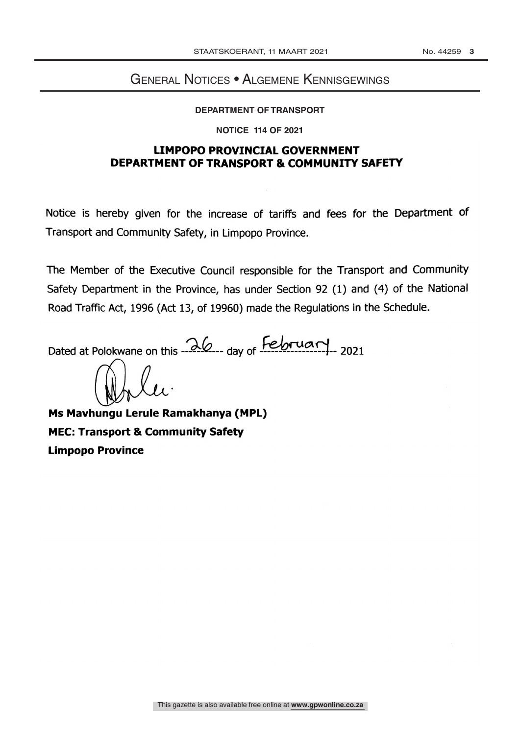# General Notices • Algemene Kennisgewings

**DEPARTMENT OF TRANSPORT**

**NOTICE 114 OF 2021**

## LIMPOPO PROVINCIAL GOVERNMENT
## DEPARTMENT OF TRANSPORT & COMMUNITY SAFETY

Notice is hereby given for the increase of tariffs and fees for the Department of Transport and Community Safety, in Limpopo Province.

The Member of the Executive Council responsible for the Transport and Community Safety Department in the Province, has under Section 92 (1) and (4) of the National Road Traffic Act, 1996 (Act 13, of 19960) made the Regulations in the Schedule.

Dated at Polokwane on this --26--- day of --February-- 2021

**Ms Mavhungu Lerule Ramakhanya (MPL)**
**MEC: Transport & Community Safety**
**Limpopo Province**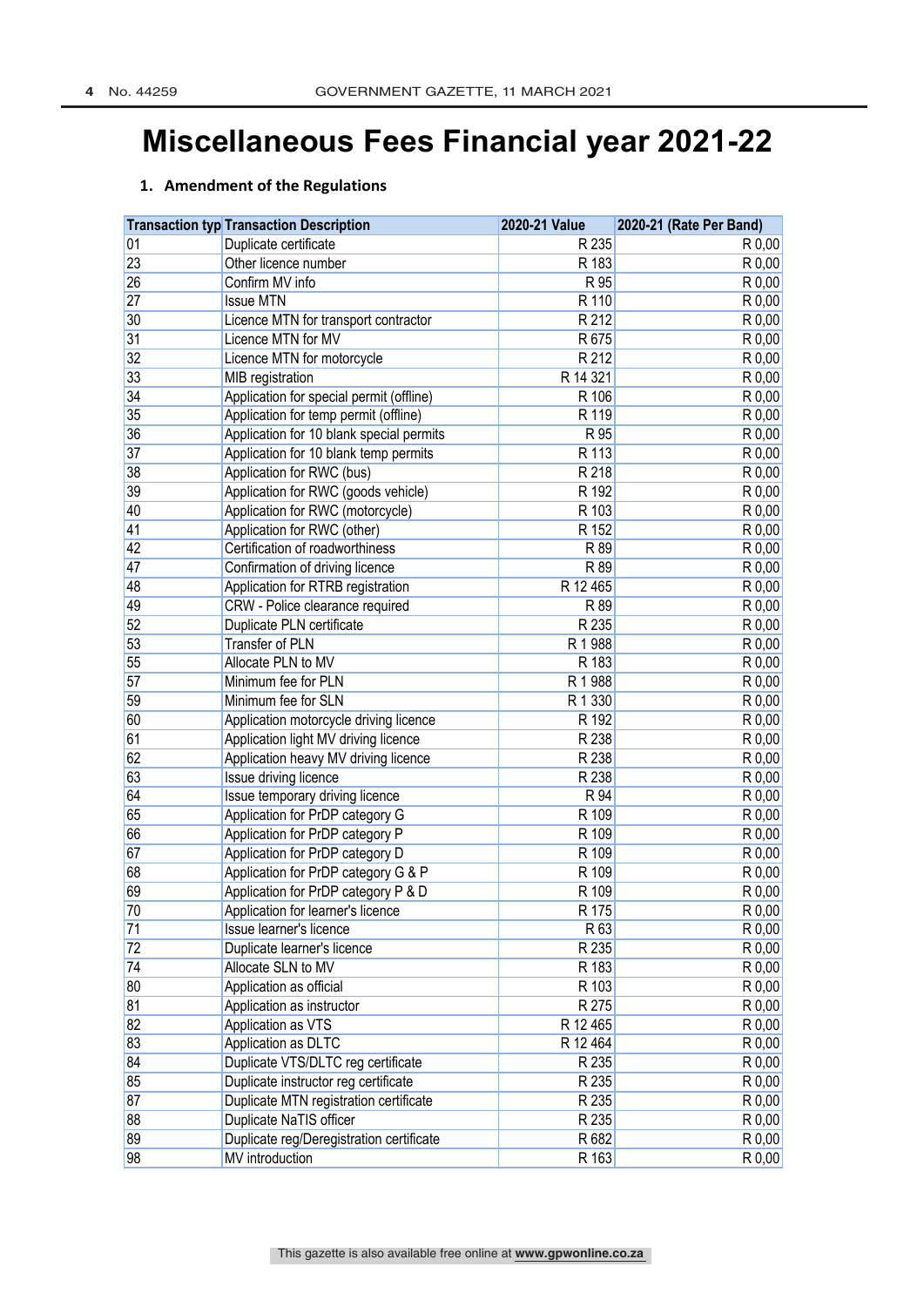# Miscellaneous Fees Financial year 2021-22

## 1. Amendment of the Regulations

| Transaction typ | Transaction Description | 2020-21 Value | 2020-21 (Rate Per Band) |
|---|---|---|---|
| 01 | Duplicate certificate | R 235 | R 0,00 |
| 23 | Other licence number | R 183 | R 0,00 |
| 26 | Confirm MV info | R 95 | R 0,00 |
| 27 | Issue MTN | R 110 | R 0,00 |
| 30 | Licence MTN for transport contractor | R 212 | R 0,00 |
| 31 | Licence MTN for MV | R 675 | R 0,00 |
| 32 | Licence MTN for motorcycle | R 212 | R 0,00 |
| 33 | MIB registration | R 14 321 | R 0,00 |
| 34 | Application for special permit (offline) | R 106 | R 0,00 |
| 35 | Application for temp permit (offline) | R 119 | R 0,00 |
| 36 | Application for 10 blank special permits | R 95 | R 0,00 |
| 37 | Application for 10 blank temp permits | R 113 | R 0,00 |
| 38 | Application for RWC (bus) | R 218 | R 0,00 |
| 39 | Application for RWC (goods vehicle) | R 192 | R 0,00 |
| 40 | Application for RWC (motorcycle) | R 103 | R 0,00 |
| 41 | Application for RWC (other) | R 152 | R 0,00 |
| 42 | Certification of roadworthiness | R 89 | R 0,00 |
| 47 | Confirmation of driving licence | R 89 | R 0,00 |
| 48 | Application for RTRB registration | R 12 465 | R 0,00 |
| 49 | CRW - Police clearance required | R 89 | R 0,00 |
| 52 | Duplicate PLN certificate | R 235 | R 0,00 |
| 53 | Transfer of PLN | R 1 988 | R 0,00 |
| 55 | Allocate PLN to MV | R 183 | R 0,00 |
| 57 | Minimum fee for PLN | R 1 988 | R 0,00 |
| 59 | Minimum fee for SLN | R 1 330 | R 0,00 |
| 60 | Application motorcycle driving licence | R 192 | R 0,00 |
| 61 | Application light MV driving licence | R 238 | R 0,00 |
| 62 | Application heavy MV driving licence | R 238 | R 0,00 |
| 63 | Issue driving licence | R 238 | R 0,00 |
| 64 | Issue temporary driving licence | R 94 | R 0,00 |
| 65 | Application for PrDP category G | R 109 | R 0,00 |
| 66 | Application for PrDP category P | R 109 | R 0,00 |
| 67 | Application for PrDP category D | R 109 | R 0,00 |
| 68 | Application for PrDP category G & P | R 109 | R 0,00 |
| 69 | Application for PrDP category P & D | R 109 | R 0,00 |
| 70 | Application for learner's licence | R 175 | R 0,00 |
| 71 | Issue learner's licence | R 63 | R 0,00 |
| 72 | Duplicate learner's licence | R 235 | R 0,00 |
| 74 | Allocate SLN to MV | R 183 | R 0,00 |
| 80 | Application as official | R 103 | R 0,00 |
| 81 | Application as instructor | R 275 | R 0,00 |
| 82 | Application as VTS | R 12 465 | R 0,00 |
| 83 | Application as DLTC | R 12 464 | R 0,00 |
| 84 | Duplicate VTS/DLTC reg certificate | R 235 | R 0,00 |
| 85 | Duplicate instructor reg certificate | R 235 | R 0,00 |
| 87 | Duplicate MTN registration certificate | R 235 | R 0,00 |
| 88 | Duplicate NaTIS officer | R 235 | R 0,00 |
| 89 | Duplicate reg/Deregistration certificate | R 682 | R 0,00 |
| 98 | MV introduction | R 163 | R 0,00 |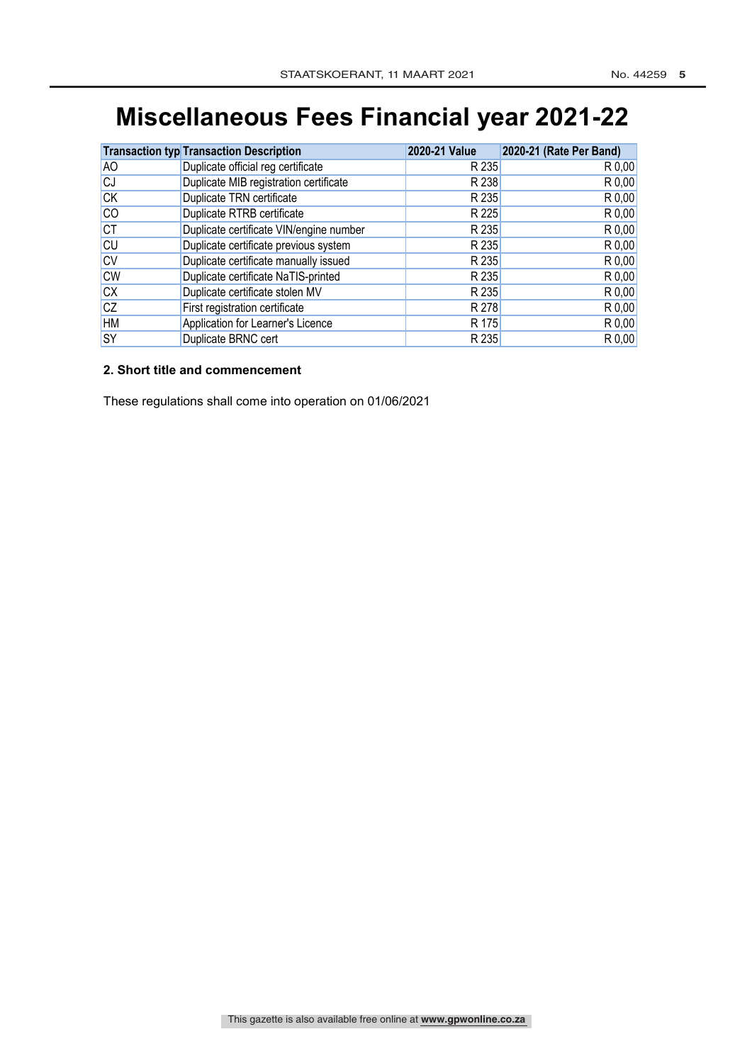# Miscellaneous Fees Financial year 2021-22

| Transaction typ | Transaction Description | 2020-21 Value | 2020-21 (Rate Per Band) |
|---|---|---|---|
| AO | Duplicate official reg certificate | R 235 | R 0,00 |
| CJ | Duplicate MIB registration certificate | R 238 | R 0,00 |
| CK | Duplicate TRN certificate | R 235 | R 0,00 |
| CO | Duplicate RTRB certificate | R 225 | R 0,00 |
| CT | Duplicate certificate VIN/engine number | R 235 | R 0,00 |
| CU | Duplicate certificate previous system | R 235 | R 0,00 |
| CV | Duplicate certificate manually issued | R 235 | R 0,00 |
| CW | Duplicate certificate NaTIS-printed | R 235 | R 0,00 |
| CX | Duplicate certificate stolen MV | R 235 | R 0,00 |
| CZ | First registration certificate | R 278 | R 0,00 |
| HM | Application for Learner's Licence | R 175 | R 0,00 |
| SY | Duplicate BRNC cert | R 235 | R 0,00 |

**2. Short title and commencement**

These regulations shall come into operation on 01/06/2021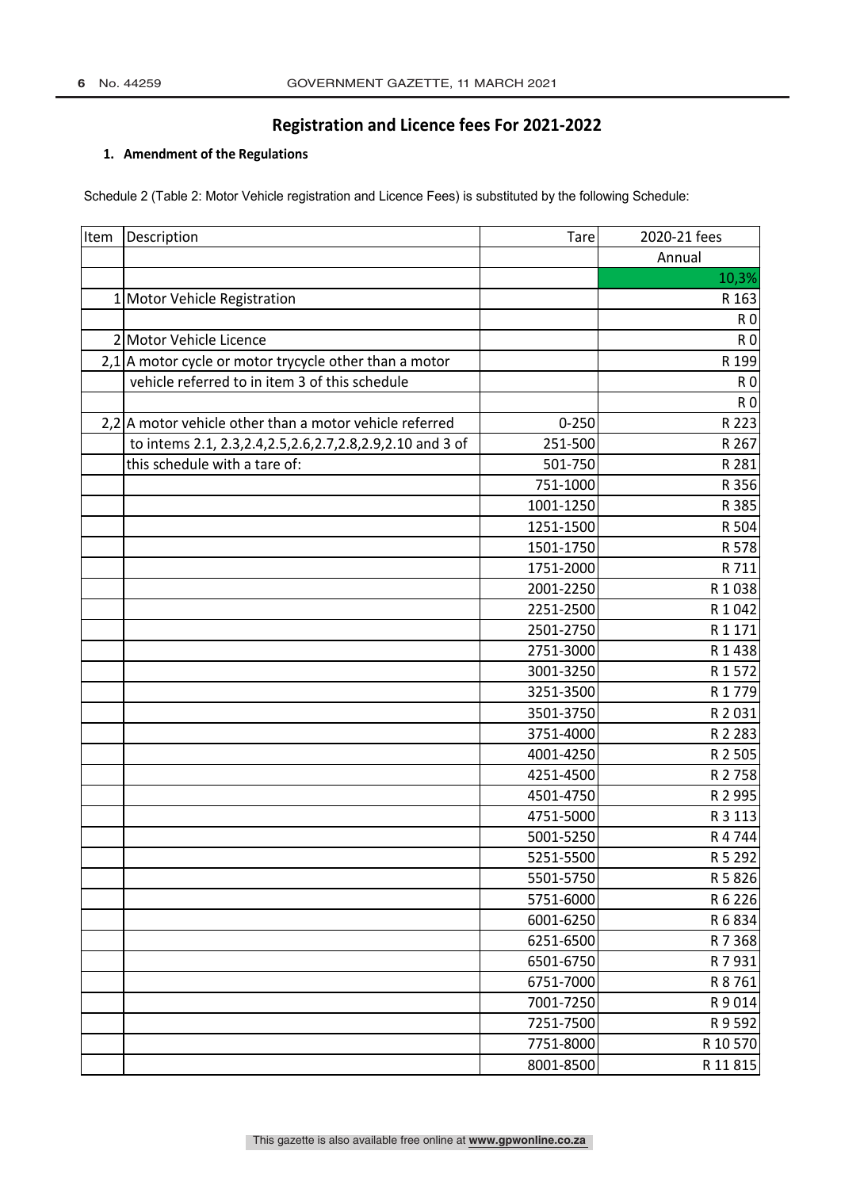## Registration and Licence fees For 2021-2022

**1. Amendment of the Regulations**

Schedule 2 (Table 2: Motor Vehicle registration and Licence Fees) is substituted by the following Schedule:

| Item | Description | Tare | 2020-21 fees |
|---|---|---|---|
| | | | Annual |
| | | | 10,3% |
| 1 | Motor Vehicle Registration | | R 163 |
| | | | R 0 |
| 2 | Motor Vehicle Licence | | R 0 |
| 2,1 | A motor cycle or motor trycycle other than a motor | | R 199 |
| | vehicle referred to in item 3 of this schedule | | R 0 |
| | | | R 0 |
| 2,2 | A motor vehicle other than a motor vehicle referred | 0-250 | R 223 |
| | to intems 2.1, 2.3,2.4,2.5,2.6,2.7,2.8,2.9,2.10 and 3 of | 251-500 | R 267 |
| | this schedule with a tare of: | 501-750 | R 281 |
| | | 751-1000 | R 356 |
| | | 1001-1250 | R 385 |
| | | 1251-1500 | R 504 |
| | | 1501-1750 | R 578 |
| | | 1751-2000 | R 711 |
| | | 2001-2250 | R 1 038 |
| | | 2251-2500 | R 1 042 |
| | | 2501-2750 | R 1 171 |
| | | 2751-3000 | R 1 438 |
| | | 3001-3250 | R 1 572 |
| | | 3251-3500 | R 1 779 |
| | | 3501-3750 | R 2 031 |
| | | 3751-4000 | R 2 283 |
| | | 4001-4250 | R 2 505 |
| | | 4251-4500 | R 2 758 |
| | | 4501-4750 | R 2 995 |
| | | 4751-5000 | R 3 113 |
| | | 5001-5250 | R 4 744 |
| | | 5251-5500 | R 5 292 |
| | | 5501-5750 | R 5 826 |
| | | 5751-6000 | R 6 226 |
| | | 6001-6250 | R 6 834 |
| | | 6251-6500 | R 7 368 |
| | | 6501-6750 | R 7 931 |
| | | 6751-7000 | R 8 761 |
| | | 7001-7250 | R 9 014 |
| | | 7251-7500 | R 9 592 |
| | | 7751-8000 | R 10 570 |
| | | 8001-8500 | R 11 815 |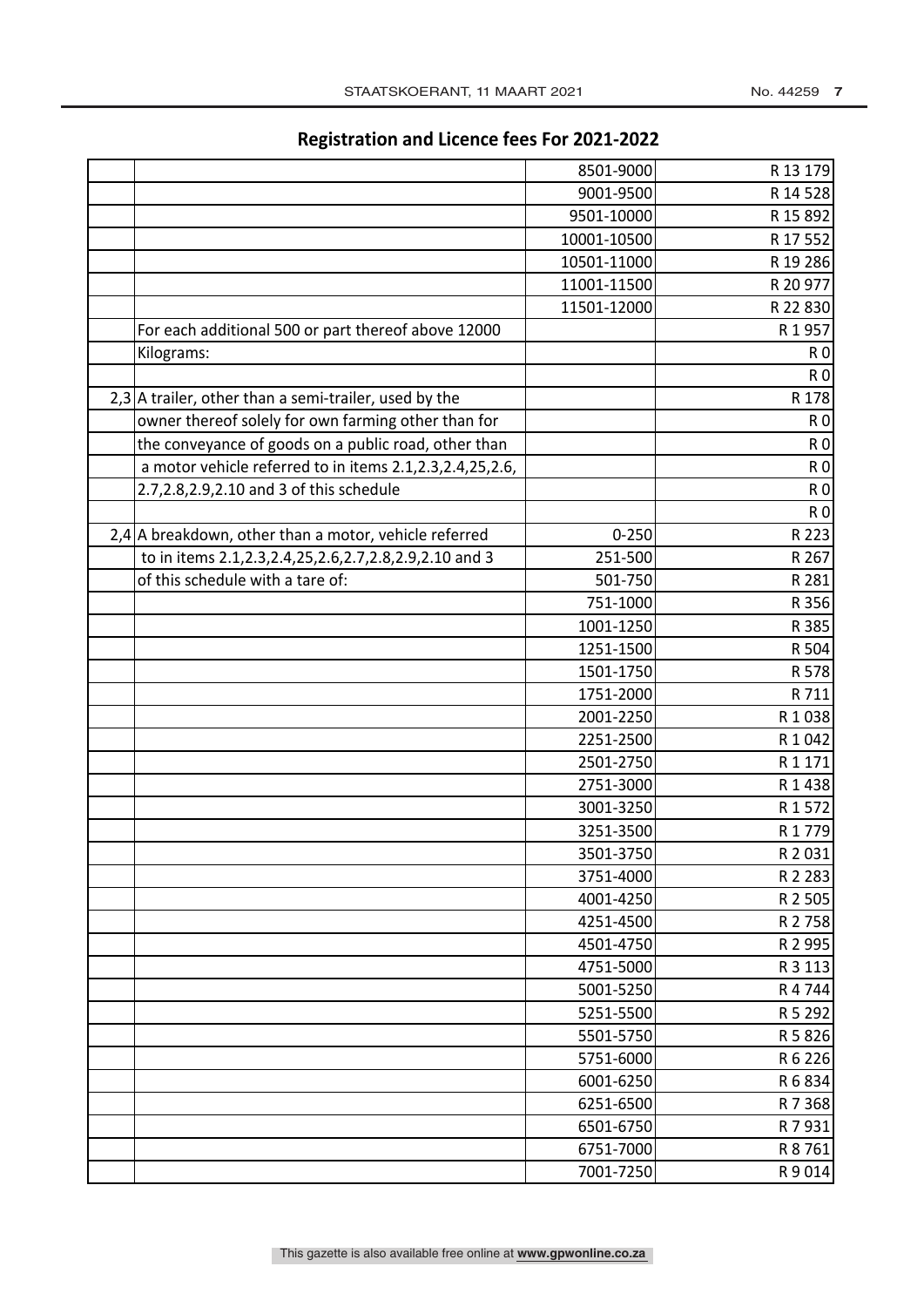## Registration and Licence fees For 2021-2022

| | | | |
|---|---|---|---|
| | | 8501-9000 | R 13 179 |
| | | 9001-9500 | R 14 528 |
| | | 9501-10000 | R 15 892 |
| | | 10001-10500 | R 17 552 |
| | | 10501-11000 | R 19 286 |
| | | 11001-11500 | R 20 977 |
| | | 11501-12000 | R 22 830 |
| | For each additional 500 or part thereof above 12000 | | R 1 957 |
| | Kilograms: | | R 0 |
| | | | R 0 |
| 2,3 | A trailer, other than a semi-trailer, used by the | | R 178 |
| | owner thereof solely for own farming other than for | | R 0 |
| | the conveyance of goods on a public road, other than | | R 0 |
| | a motor vehicle referred to in items 2.1,2.3,2.4,25,2.6, | | R 0 |
| | 2.7,2.8,2.9,2.10 and 3 of this schedule | | R 0 |
| | | | R 0 |
| 2,4 | A breakdown, other than a motor, vehicle referred | 0-250 | R 223 |
| | to in items 2.1,2.3,2.4,25,2.6,2.7,2.8,2.9,2.10 and 3 | 251-500 | R 267 |
| | of this schedule with a tare of: | 501-750 | R 281 |
| | | 751-1000 | R 356 |
| | | 1001-1250 | R 385 |
| | | 1251-1500 | R 504 |
| | | 1501-1750 | R 578 |
| | | 1751-2000 | R 711 |
| | | 2001-2250 | R 1 038 |
| | | 2251-2500 | R 1 042 |
| | | 2501-2750 | R 1 171 |
| | | 2751-3000 | R 1 438 |
| | | 3001-3250 | R 1 572 |
| | | 3251-3500 | R 1 779 |
| | | 3501-3750 | R 2 031 |
| | | 3751-4000 | R 2 283 |
| | | 4001-4250 | R 2 505 |
| | | 4251-4500 | R 2 758 |
| | | 4501-4750 | R 2 995 |
| | | 4751-5000 | R 3 113 |
| | | 5001-5250 | R 4 744 |
| | | 5251-5500 | R 5 292 |
| | | 5501-5750 | R 5 826 |
| | | 5751-6000 | R 6 226 |
| | | 6001-6250 | R 6 834 |
| | | 6251-6500 | R 7 368 |
| | | 6501-6750 | R 7 931 |
| | | 6751-7000 | R 8 761 |
| | | 7001-7250 | R 9 014 |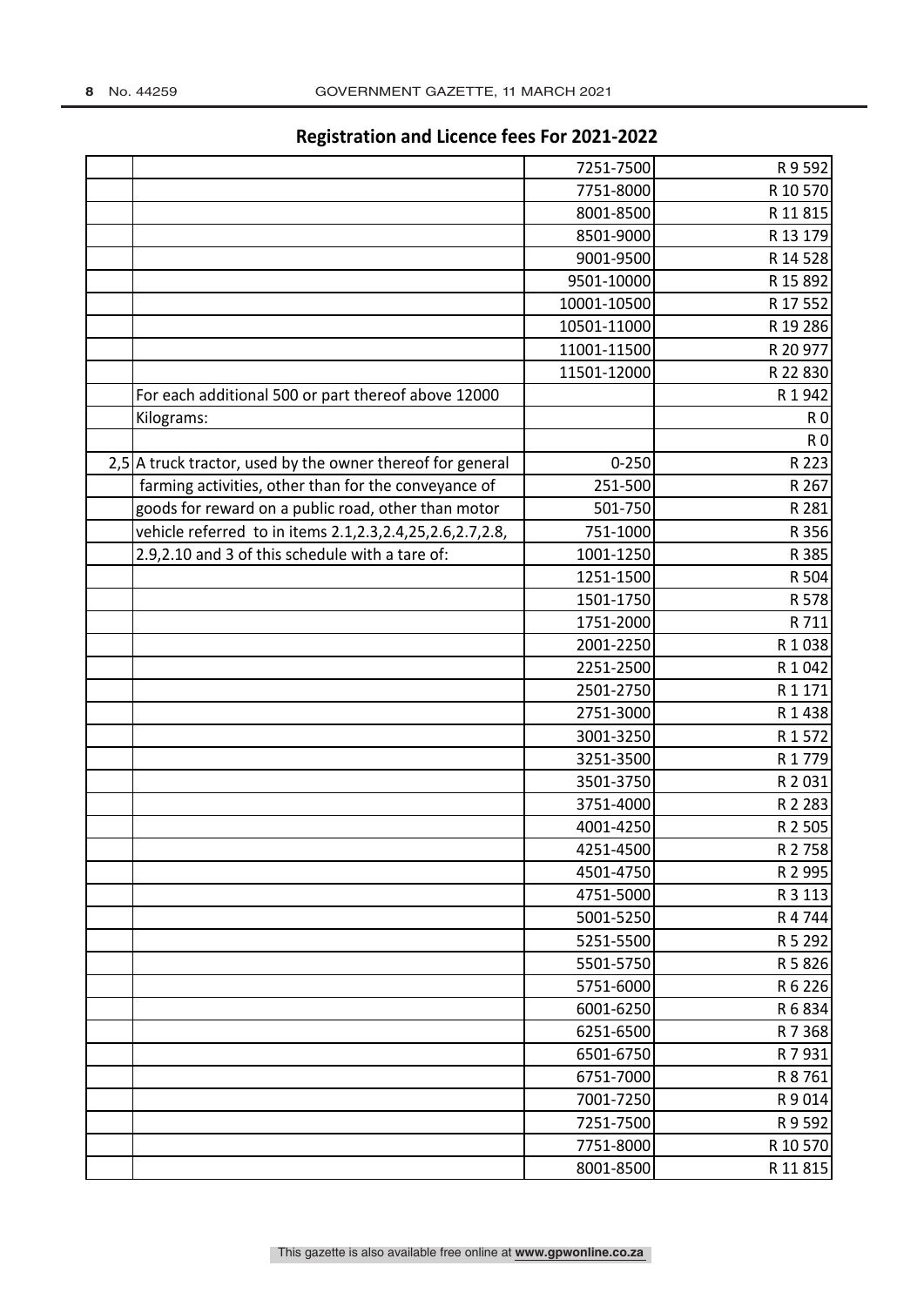## Registration and Licence fees For 2021-2022

| | | | |
|---|---|---|---|
| | | 7251-7500 | R 9 592 |
| | | 7751-8000 | R 10 570 |
| | | 8001-8500 | R 11 815 |
| | | 8501-9000 | R 13 179 |
| | | 9001-9500 | R 14 528 |
| | | 9501-10000 | R 15 892 |
| | | 10001-10500 | R 17 552 |
| | | 10501-11000 | R 19 286 |
| | | 11001-11500 | R 20 977 |
| | | 11501-12000 | R 22 830 |
| | For each additional 500 or part thereof above 12000 | | R 1 942 |
| | Kilograms: | | R 0 |
| | | | R 0 |
| 2,5 | A truck tractor, used by the owner thereof for general | 0-250 | R 223 |
| | farming activities, other than for the conveyance of | 251-500 | R 267 |
| | goods for reward on a public road, other than motor | 501-750 | R 281 |
| | vehicle referred to in items 2.1,2.3,2.4,25,2.6,2.7,2.8, | 751-1000 | R 356 |
| | 2.9,2.10 and 3 of this schedule with a tare of: | 1001-1250 | R 385 |
| | | 1251-1500 | R 504 |
| | | 1501-1750 | R 578 |
| | | 1751-2000 | R 711 |
| | | 2001-2250 | R 1 038 |
| | | 2251-2500 | R 1 042 |
| | | 2501-2750 | R 1 171 |
| | | 2751-3000 | R 1 438 |
| | | 3001-3250 | R 1 572 |
| | | 3251-3500 | R 1 779 |
| | | 3501-3750 | R 2 031 |
| | | 3751-4000 | R 2 283 |
| | | 4001-4250 | R 2 505 |
| | | 4251-4500 | R 2 758 |
| | | 4501-4750 | R 2 995 |
| | | 4751-5000 | R 3 113 |
| | | 5001-5250 | R 4 744 |
| | | 5251-5500 | R 5 292 |
| | | 5501-5750 | R 5 826 |
| | | 5751-6000 | R 6 226 |
| | | 6001-6250 | R 6 834 |
| | | 6251-6500 | R 7 368 |
| | | 6501-6750 | R 7 931 |
| | | 6751-7000 | R 8 761 |
| | | 7001-7250 | R 9 014 |
| | | 7251-7500 | R 9 592 |
| | | 7751-8000 | R 10 570 |
| | | 8001-8500 | R 11 815 |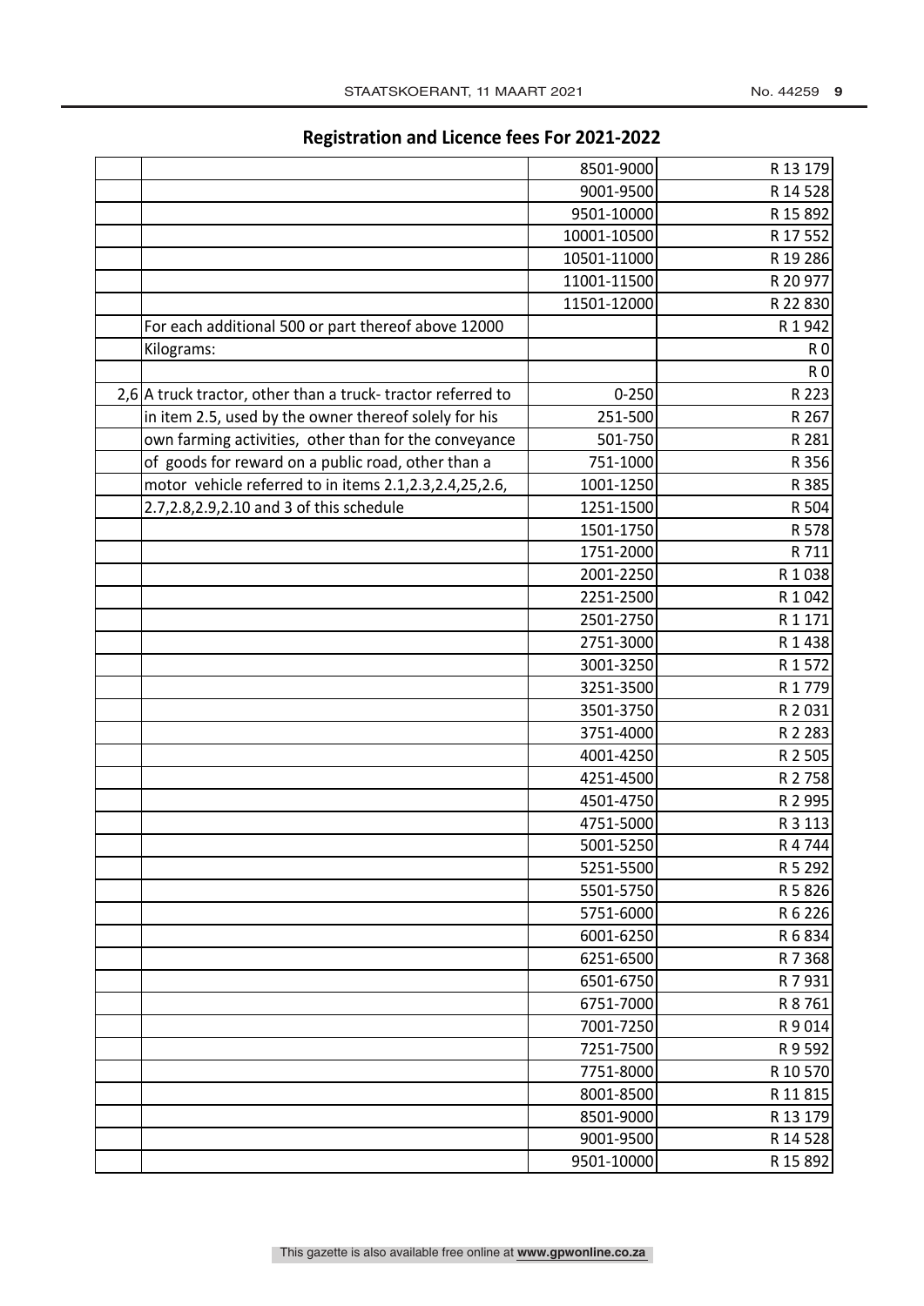## Registration and Licence fees For 2021-2022

| | | | |
|---|---|---|---|
| | | 8501-9000 | R 13 179 |
| | | 9001-9500 | R 14 528 |
| | | 9501-10000 | R 15 892 |
| | | 10001-10500 | R 17 552 |
| | | 10501-11000 | R 19 286 |
| | | 11001-11500 | R 20 977 |
| | | 11501-12000 | R 22 830 |
| | For each additional 500 or part thereof above 12000 | | R 1 942 |
| | Kilograms: | | R 0 |
| | | | R 0 |
| 2,6 | A truck tractor, other than a truck- tractor referred to | 0-250 | R 223 |
| | in item 2.5, used by the owner thereof solely for his | 251-500 | R 267 |
| | own farming activities, other than for the conveyance | 501-750 | R 281 |
| | of goods for reward on a public road, other than a | 751-1000 | R 356 |
| | motor vehicle referred to in items 2.1,2.3,2.4,25,2.6, | 1001-1250 | R 385 |
| | 2.7,2.8,2.9,2.10 and 3 of this schedule | 1251-1500 | R 504 |
| | | 1501-1750 | R 578 |
| | | 1751-2000 | R 711 |
| | | 2001-2250 | R 1 038 |
| | | 2251-2500 | R 1 042 |
| | | 2501-2750 | R 1 171 |
| | | 2751-3000 | R 1 438 |
| | | 3001-3250 | R 1 572 |
| | | 3251-3500 | R 1 779 |
| | | 3501-3750 | R 2 031 |
| | | 3751-4000 | R 2 283 |
| | | 4001-4250 | R 2 505 |
| | | 4251-4500 | R 2 758 |
| | | 4501-4750 | R 2 995 |
| | | 4751-5000 | R 3 113 |
| | | 5001-5250 | R 4 744 |
| | | 5251-5500 | R 5 292 |
| | | 5501-5750 | R 5 826 |
| | | 5751-6000 | R 6 226 |
| | | 6001-6250 | R 6 834 |
| | | 6251-6500 | R 7 368 |
| | | 6501-6750 | R 7 931 |
| | | 6751-7000 | R 8 761 |
| | | 7001-7250 | R 9 014 |
| | | 7251-7500 | R 9 592 |
| | | 7751-8000 | R 10 570 |
| | | 8001-8500 | R 11 815 |
| | | 8501-9000 | R 13 179 |
| | | 9001-9500 | R 14 528 |
| | | 9501-10000 | R 15 892 |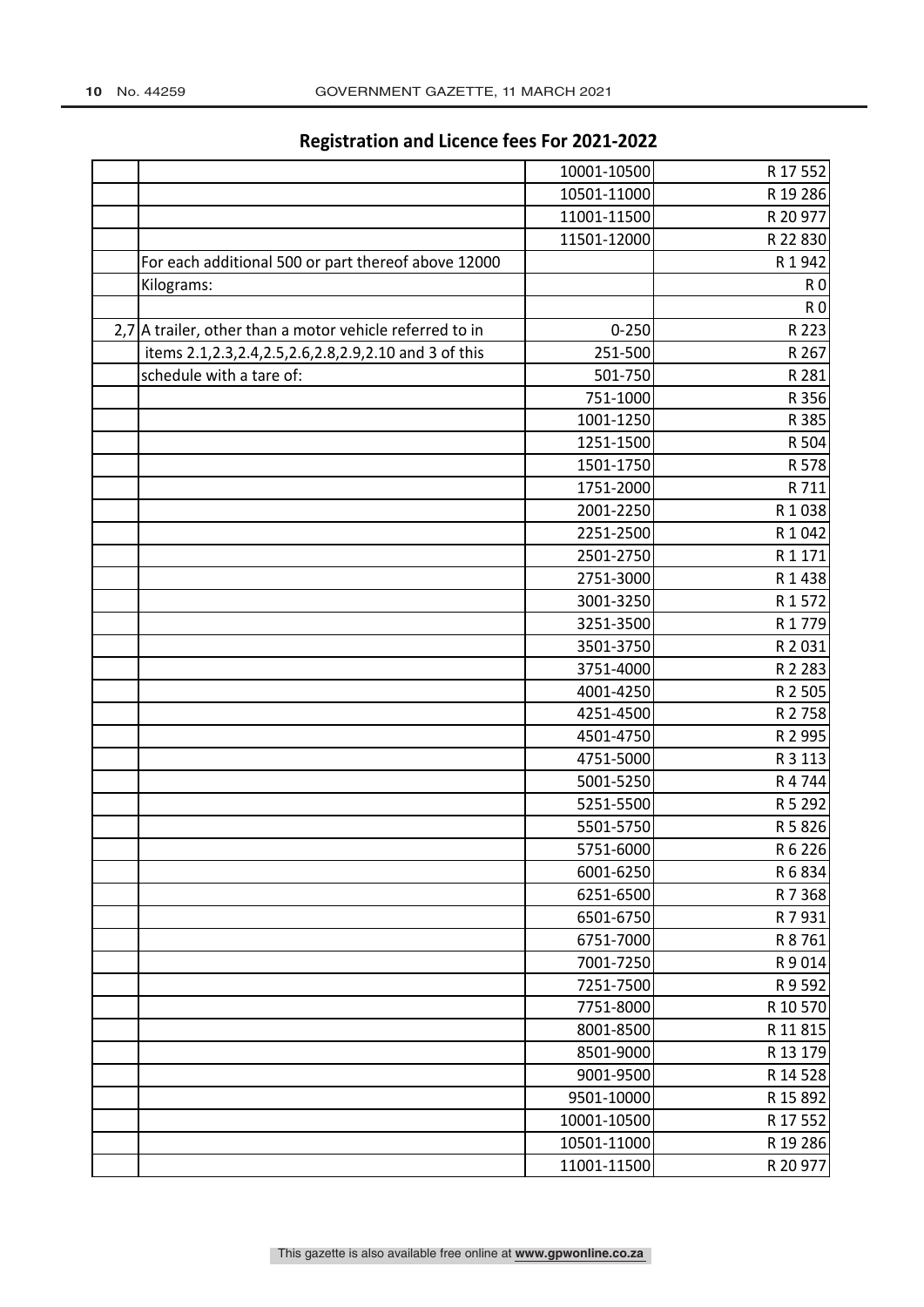## Registration and Licence fees For 2021-2022

| | | | |
|---|---|---|---|
| | | 10001-10500 | R 17 552 |
| | | 10501-11000 | R 19 286 |
| | | 11001-11500 | R 20 977 |
| | | 11501-12000 | R 22 830 |
| | For each additional 500 or part thereof above 12000 | | R 1 942 |
| | Kilograms: | | R 0 |
| | | | R 0 |
| 2,7 | A trailer, other than a motor vehicle referred to in | 0-250 | R 223 |
| | items 2.1,2.3,2.4,2.5,2.6,2.8,2.9,2.10 and 3 of this | 251-500 | R 267 |
| | schedule with a tare of: | 501-750 | R 281 |
| | | 751-1000 | R 356 |
| | | 1001-1250 | R 385 |
| | | 1251-1500 | R 504 |
| | | 1501-1750 | R 578 |
| | | 1751-2000 | R 711 |
| | | 2001-2250 | R 1 038 |
| | | 2251-2500 | R 1 042 |
| | | 2501-2750 | R 1 171 |
| | | 2751-3000 | R 1 438 |
| | | 3001-3250 | R 1 572 |
| | | 3251-3500 | R 1 779 |
| | | 3501-3750 | R 2 031 |
| | | 3751-4000 | R 2 283 |
| | | 4001-4250 | R 2 505 |
| | | 4251-4500 | R 2 758 |
| | | 4501-4750 | R 2 995 |
| | | 4751-5000 | R 3 113 |
| | | 5001-5250 | R 4 744 |
| | | 5251-5500 | R 5 292 |
| | | 5501-5750 | R 5 826 |
| | | 5751-6000 | R 6 226 |
| | | 6001-6250 | R 6 834 |
| | | 6251-6500 | R 7 368 |
| | | 6501-6750 | R 7 931 |
| | | 6751-7000 | R 8 761 |
| | | 7001-7250 | R 9 014 |
| | | 7251-7500 | R 9 592 |
| | | 7751-8000 | R 10 570 |
| | | 8001-8500 | R 11 815 |
| | | 8501-9000 | R 13 179 |
| | | 9001-9500 | R 14 528 |
| | | 9501-10000 | R 15 892 |
| | | 10001-10500 | R 17 552 |
| | | 10501-11000 | R 19 286 |
| | | 11001-11500 | R 20 977 |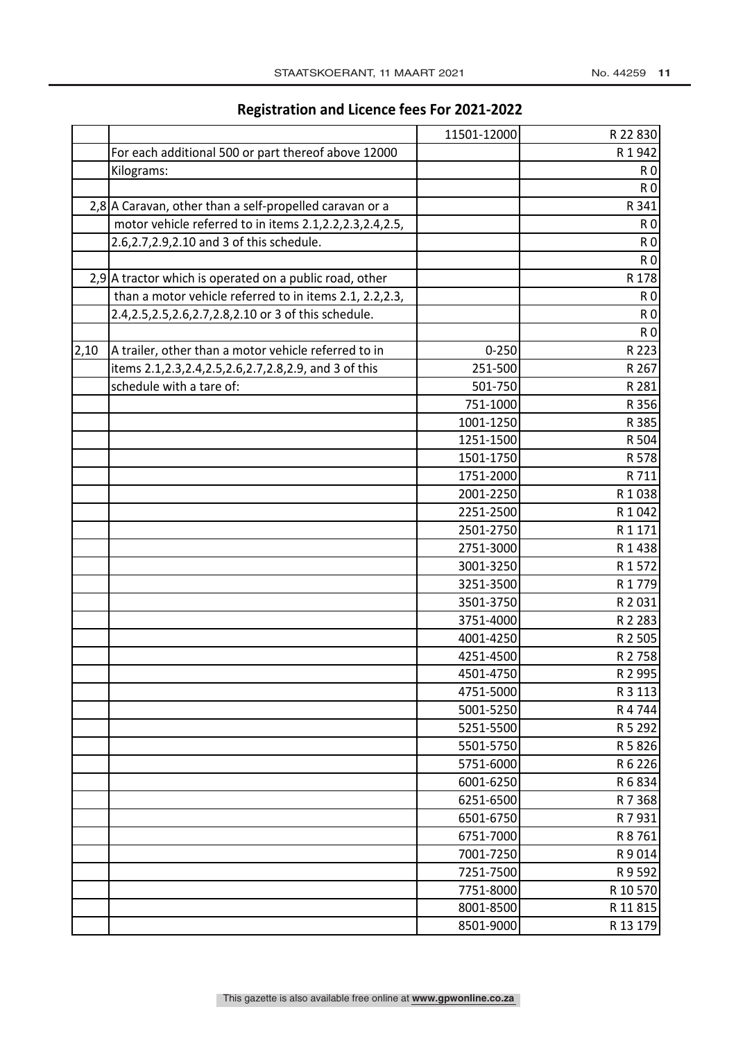## Registration and Licence fees For 2021-2022

| | | | |
|---|---|---|---|
| | | 11501-12000 | R 22 830 |
| | For each additional 500 or part thereof above 12000 | | R 1 942 |
| | Kilograms: | | R 0 |
| | | | R 0 |
| 2,8 | A Caravan, other than a self-propelled caravan or a | | R 341 |
| | motor vehicle referred to in items 2.1,2.2,2.3,2.4,2.5, | | R 0 |
| | 2.6,2.7,2.9,2.10 and 3 of this schedule. | | R 0 |
| | | | R 0 |
| 2,9 | A tractor which is operated on a public road, other | | R 178 |
| | than a motor vehicle referred to in items 2.1, 2.2,2.3, | | R 0 |
| | 2.4,2.5,2.5,2.6,2.7,2.8,2.10 or 3 of this schedule. | | R 0 |
| | | | R 0 |
| 2,10 | A trailer, other than a motor vehicle referred to in | 0-250 | R 223 |
| | items 2.1,2.3,2.4,2.5,2.6,2.7,2.8,2.9, and 3 of this | 251-500 | R 267 |
| | schedule with a tare of: | 501-750 | R 281 |
| | | 751-1000 | R 356 |
| | | 1001-1250 | R 385 |
| | | 1251-1500 | R 504 |
| | | 1501-1750 | R 578 |
| | | 1751-2000 | R 711 |
| | | 2001-2250 | R 1 038 |
| | | 2251-2500 | R 1 042 |
| | | 2501-2750 | R 1 171 |
| | | 2751-3000 | R 1 438 |
| | | 3001-3250 | R 1 572 |
| | | 3251-3500 | R 1 779 |
| | | 3501-3750 | R 2 031 |
| | | 3751-4000 | R 2 283 |
| | | 4001-4250 | R 2 505 |
| | | 4251-4500 | R 2 758 |
| | | 4501-4750 | R 2 995 |
| | | 4751-5000 | R 3 113 |
| | | 5001-5250 | R 4 744 |
| | | 5251-5500 | R 5 292 |
| | | 5501-5750 | R 5 826 |
| | | 5751-6000 | R 6 226 |
| | | 6001-6250 | R 6 834 |
| | | 6251-6500 | R 7 368 |
| | | 6501-6750 | R 7 931 |
| | | 6751-7000 | R 8 761 |
| | | 7001-7250 | R 9 014 |
| | | 7251-7500 | R 9 592 |
| | | 7751-8000 | R 10 570 |
| | | 8001-8500 | R 11 815 |
| | | 8501-9000 | R 13 179 |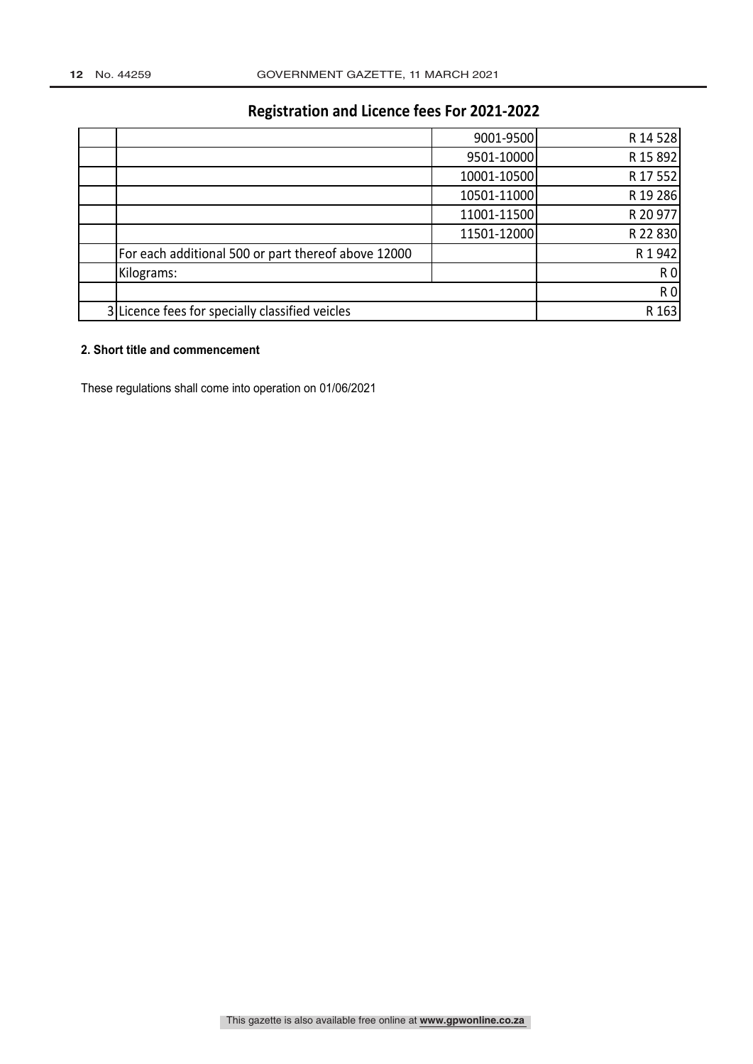## Registration and Licence fees For 2021-2022

| | | | |
|---|---|---|---|
| | | 9001-9500 | R 14 528 |
| | | 9501-10000 | R 15 892 |
| | | 10001-10500 | R 17 552 |
| | | 10501-11000 | R 19 286 |
| | | 11001-11500 | R 20 977 |
| | | 11501-12000 | R 22 830 |
| | For each additional 500 or part thereof above 12000 | | R 1 942 |
| | Kilograms: | | R 0 |
| | | | R 0 |
| 3 | Licence fees for specially classified veicles | | R 163 |

**2. Short title and commencement**

These regulations shall come into operation on 01/06/2021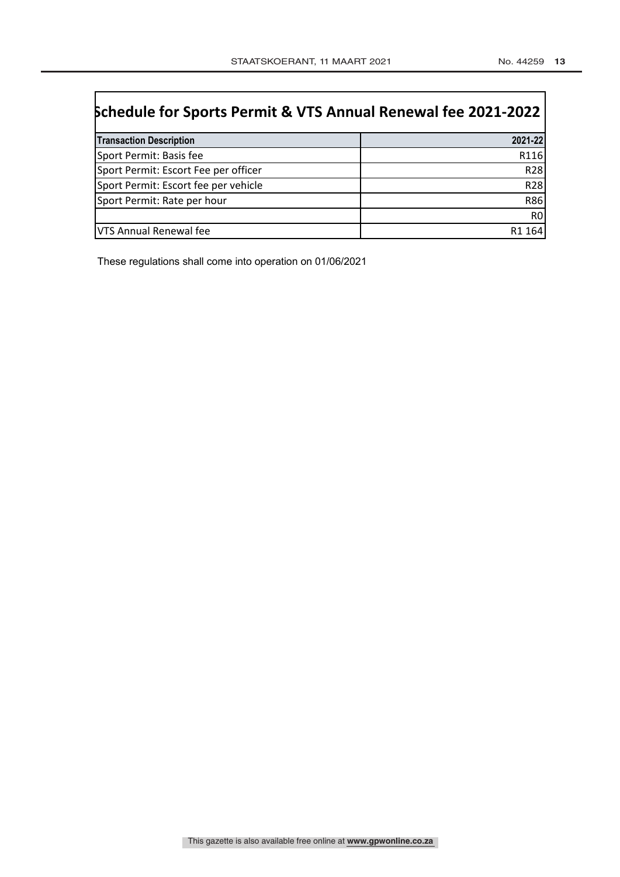## Schedule for Sports Permit & VTS Annual Renewal fee 2021-2022

| Transaction Description | 2021-22 |
|---|---|
| Sport Permit: Basis fee | R116 |
| Sport Permit: Escort Fee per officer | R28 |
| Sport Permit: Escort fee per vehicle | R28 |
| Sport Permit: Rate per hour | R86 |
| | R0 |
| VTS Annual Renewal fee | R1 164 |

These regulations shall come into operation on 01/06/2021